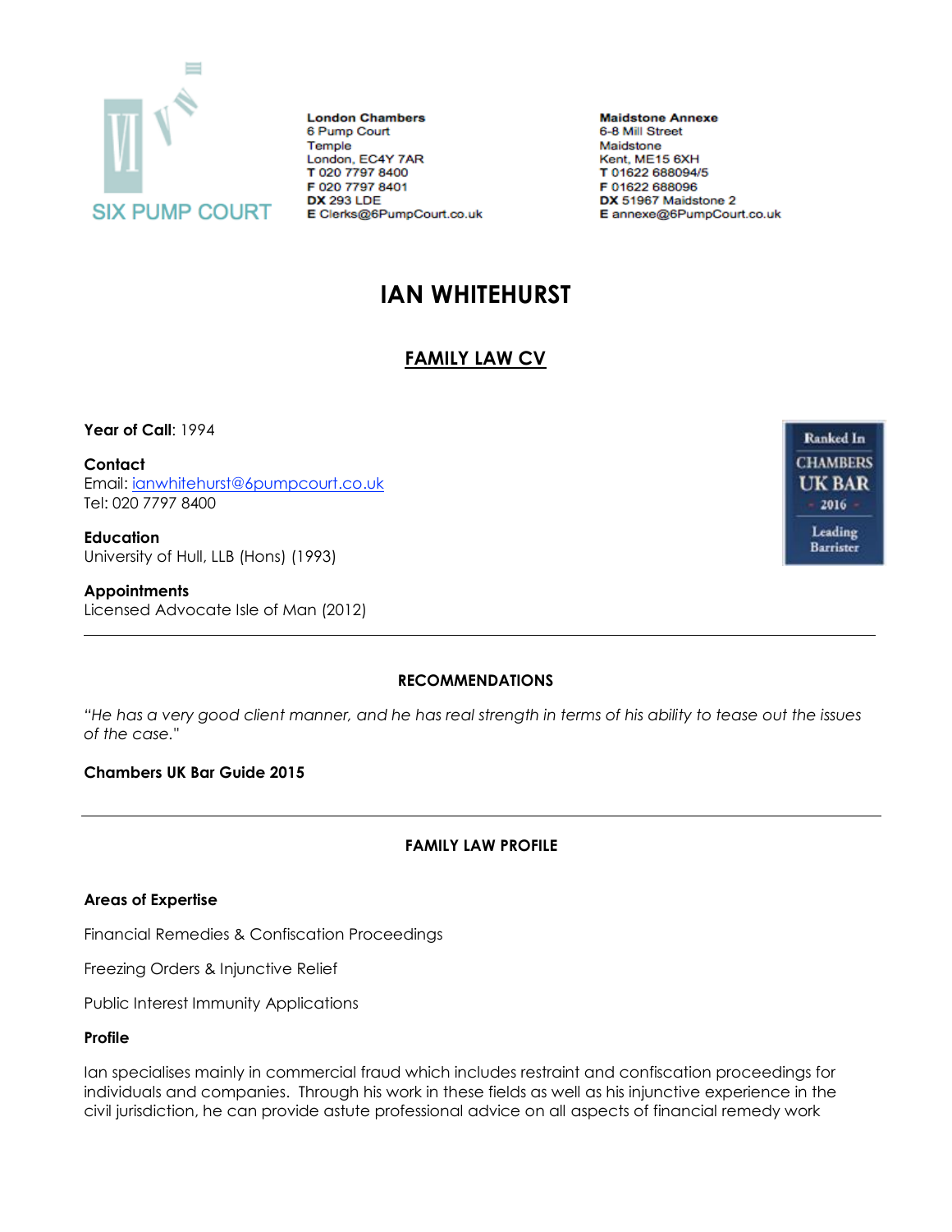SIX PUMP COURT

**London Chambers**
6 Pump Court
Temple
London, EC4Y 7AR
**T** 020 7797 8400
**F** 020 7797 8401
**DX** 293 LDE
**E** Clerks@6PumpCourt.co.uk

**Maildstone Annexe**
6-8 Mill Street
Maidstone
Kent, ME15 6XH
**T** 01622 688094/5
**F** 01622 688096
**DX** 51967 Maidstone 2
**E** annexe@6PumpCourt.co.uk

# IAN WHITEHURST

## FAMILY LAW CV

**Year of Call**: 1994

**Contact**
Email: ianwhitehurst@6pumpcourt.co.uk
Tel: 020 7797 8400

**Education**
University of Hull, LLB (Hons) (1993)

**Appointments**
Licensed Advocate Isle of Man (2012)

Ranked In CHAMBERS UK BAR 2016 Leading Barrister

---

### RECOMMENDATIONS

*"He has a very good client manner, and he has real strength in terms of his ability to tease out the issues of the case."*

**Chambers UK Bar Guide 2015**

---

### FAMILY LAW PROFILE

**Areas of Expertise**

Financial Remedies & Confiscation Proceedings

Freezing Orders & Injunctive Relief

Public Interest Immunity Applications

**Profile**

Ian specialises mainly in commercial fraud which includes restraint and confiscation proceedings for individuals and companies. Through his work in these fields as well as his injunctive experience in the civil jurisdiction, he can provide astute professional advice on all aspects of financial remedy work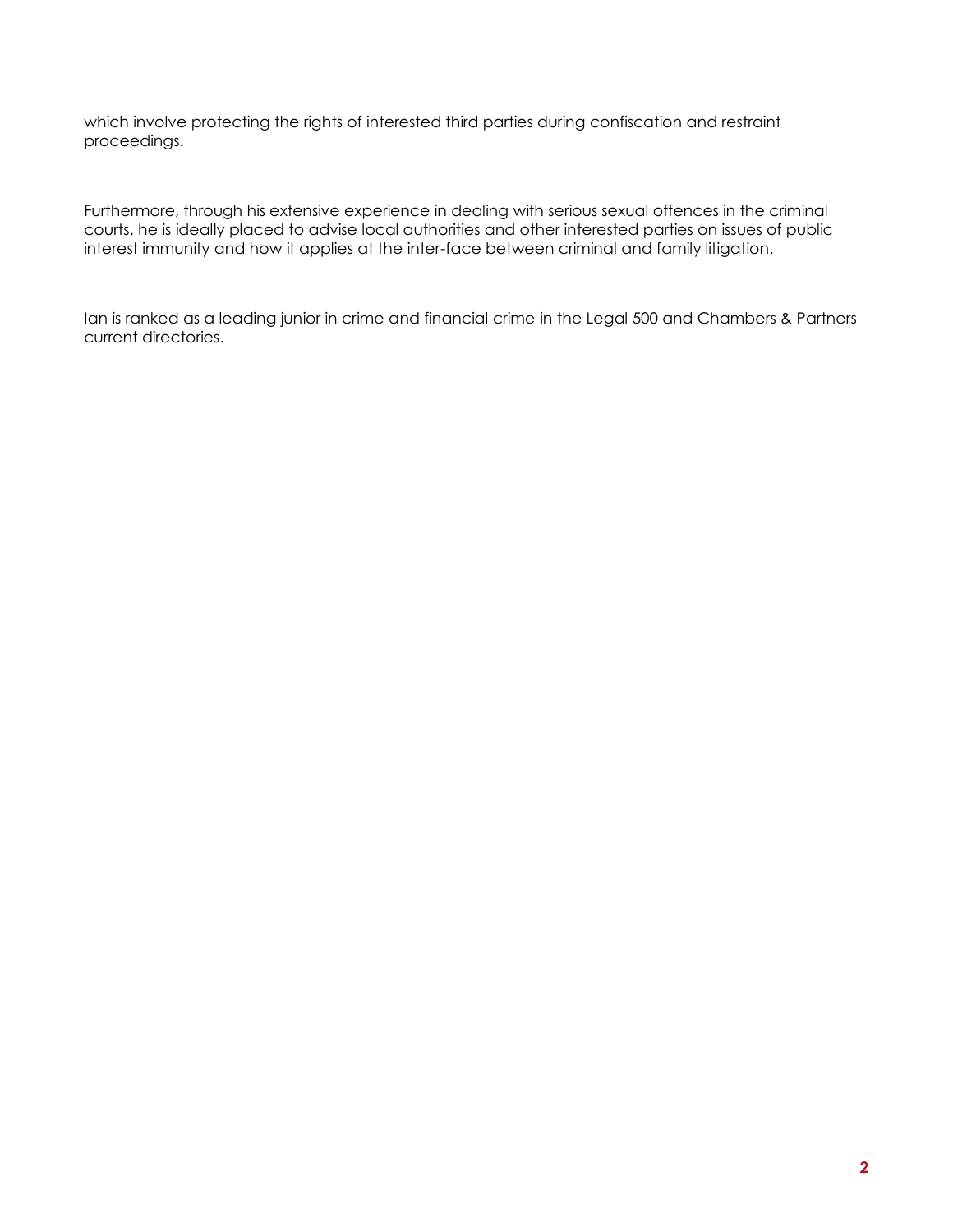which involve protecting the rights of interested third parties during confiscation and restraint proceedings.

Furthermore, through his extensive experience in dealing with serious sexual offences in the criminal courts, he is ideally placed to advise local authorities and other interested parties on issues of public interest immunity and how it applies at the inter-face between criminal and family litigation.

Ian is ranked as a leading junior in crime and financial crime in the Legal 500 and Chambers & Partners current directories.